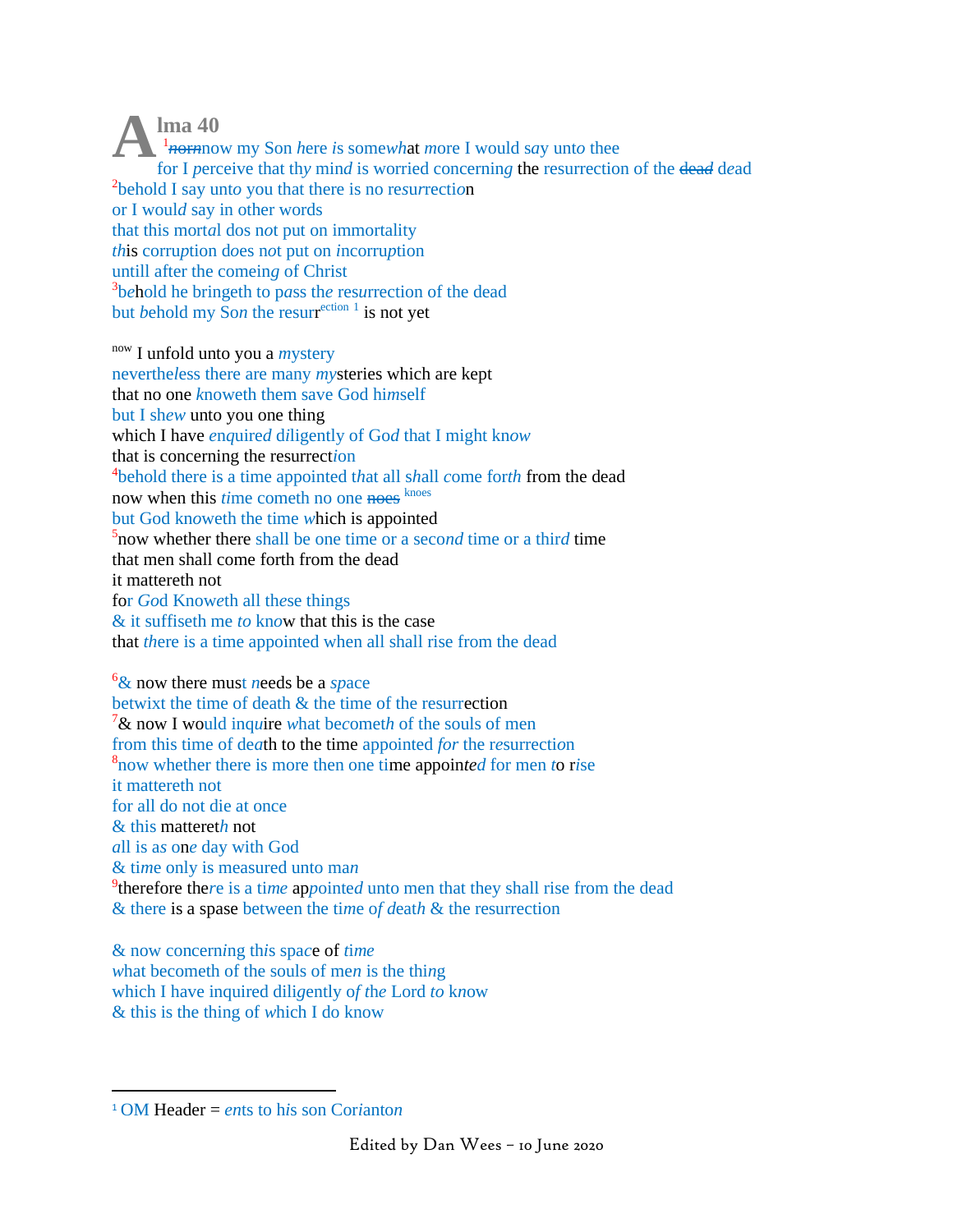# Alma 40

[1]~~norn~~now my Son here is somewhat more I would say unto thee
for I perceive that thy mind is worried concerning the resurrection of the ~~dead~~ dead
[2]behold I say unto you that there is no resurrection
or I would say in other words
that this mortal dos not put on immortality
this corruption does not put on incorruption
untill after the comeing of Christ
[3]behold he bringeth to pass the resurrection of the dead
but behold my Son the resurr[ection] [1] is not yet

[now] I unfold unto you a mystery
nevertheless there are many mysteries which are kept
that no one knoweth them save God himself
but I shew unto you one thing
which I have enquired diligently of God that I might know
that is concerning the resurrection
[4]behold there is a time appointed that all shall come forth from the dead
now when this time cometh no one ~~noes~~ [knoes]
but God knoweth the time which is appointed
[5]now whether there shall be one time or a second time or a third time
that men shall come forth from the dead
it mattereth not
for God Knoweth all these things
& it suffiseth me to know that this is the case
that there is a time appointed when all shall rise from the dead

[6]& now there must needs be a space
betwixt the time of death & the time of the resurrection
[7]& now I would inquire what becometh of the souls of men
from this time of death to the time appointed for the resurrection
[8]now whether there is more then one time appointed for men to rise
it mattereth not
for all do not die at once
& this mattereth not
all is as one day with God
& time only is measured unto man
[9]therefore there is a time appointed unto men that they shall rise from the dead
& there is a spase between the time of death & the resurrection

& now concerning this space of time
what becometh of the souls of men is the thing
which I have inquired diligently of the Lord to know
& this is the thing of which I do know

---

[1] OM Header = ents to his son Corianton

Edited by Dan Wees – 10 June 2020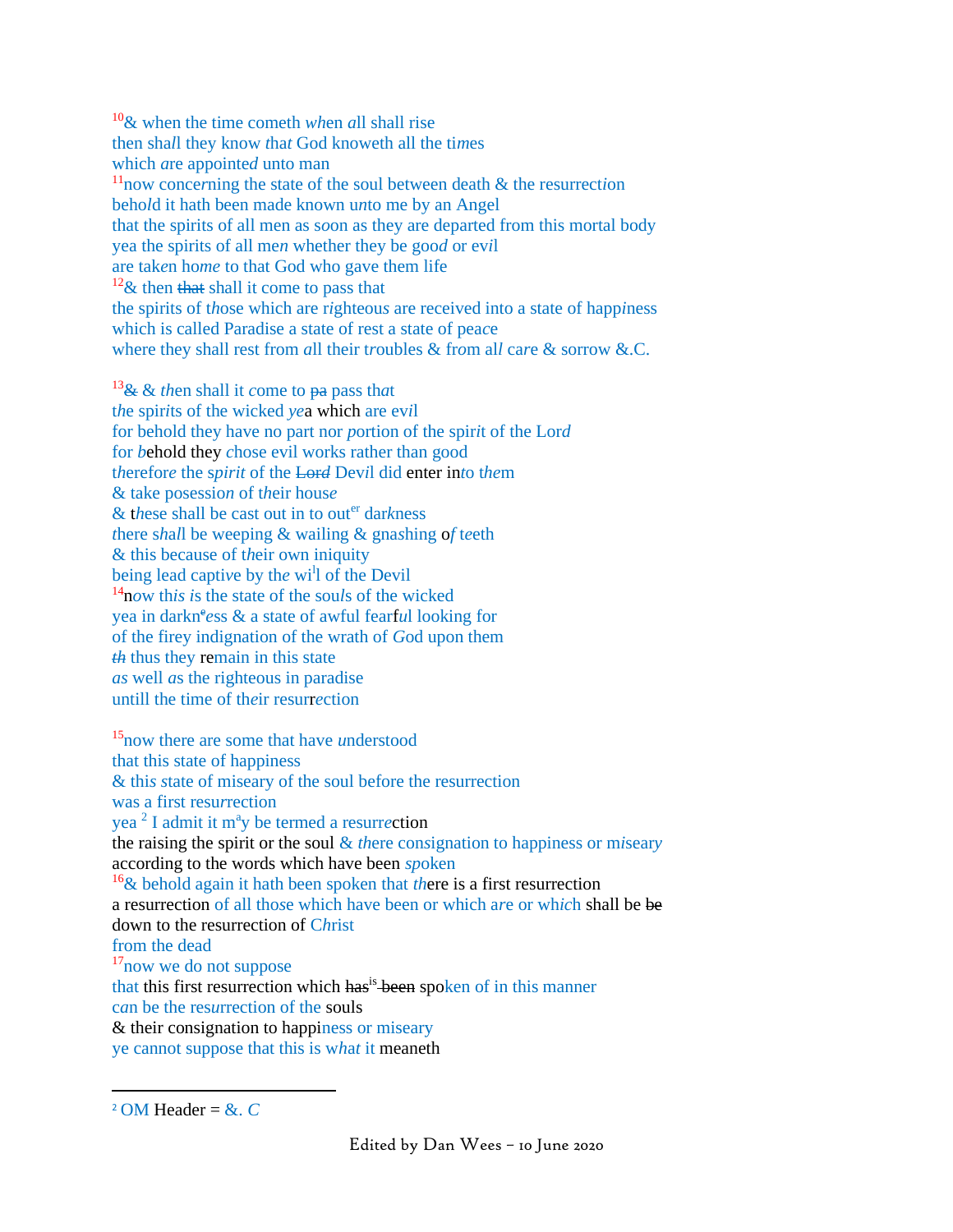[10]& when the time cometh *wh*en *a*ll shall rise
then sha*l*l they know *that* God knoweth all the ti*m*es
which *a*re appointe*d* unto man
[11]now conce*r*ning the state of the soul between death & the resurrect*i*on
beho*l*d it hath been made known u*n*to me by an Angel
that the spirits of all men as s*o*on as they are departed from this mortal body
yea the spirits of all me*n* whether they be goo*d* or ev*i*l
are tak*e*n ho*me* to that God who gave them life
[12]& then ~~that~~ shall it come to pass that
the spirits of t*h*ose which are r*i*ghteou*s* are received into a state of happ*i*ness
which is called Paradise a state of rest a state of pea*c*e
where they shall rest from *a*ll their t*r*oubles & fr*o*m al*l* ca*r*e & sorrow &.C.

[13]~~&~~ & *th*en shall it *c*ome to ~~pa~~ pass th*a*t
t*h*e spir*i*ts of the wicked *ye*a which are ev*i*l
for behold they have no part nor *p*ortion of the spir*i*t of the Lor*d*
for *b*ehold they *c*hose evil works rather than good
t*h*erefor*e* the s*pirit* of the ~~*Lord*~~ Devil did enter in*to them*
& take posessio*n* of t*h*eir hous*e*
& t*h*ese shall be cast out in to out[er] dar*k*ness
*t*here s*hal*l be weeping & wailing & gnashing o*f t*eeth
& this because of t*h*eir own iniquity
being lead capti*v*e by th*e* wi[l]l of the Devil
[14]n*o*w th*is i*s the state of the sou*l*s of the wicked
yea in darkn[e]*e*ss & a state of awful fear*f*u*l* looking for
of the firey indignation of the wrath of *G*od upon them
~~*th*~~ thus they remain in this state
*as* well *a*s the righteous in paradise
untill the time of the*i*r resur*r*ection

[15]now there are some that have *u*nderstood
that this state of happiness
& thi*s s*tate of miseary of the soul before the resurrection
was a first resu*r*rection
yea [2] I admit it m[a]y be termed a resurr*e*ction
the raising the spirit or the soul & *th*ere consignation to happiness or m*i*seary
according to the words which have been *sp*oken
[16]& behold again it hath been spoken that *th*ere is a first resurrection
a resurrection of all tho*s*e which have been or which *a*re or wh*i*ch shall be ~~be~~
down to the resurrection of C*h*rist
from the dead
[17]now we do not suppose
that this first resurrection which ~~has~~[is] ~~been~~ spoken of in this manner
c*a*n be the resu*r*rection of the souls
& their consignation to happiness or miseary
ye cannot suppose that this is w*hat* it meaneth

---

[2] OM Header = &. *C*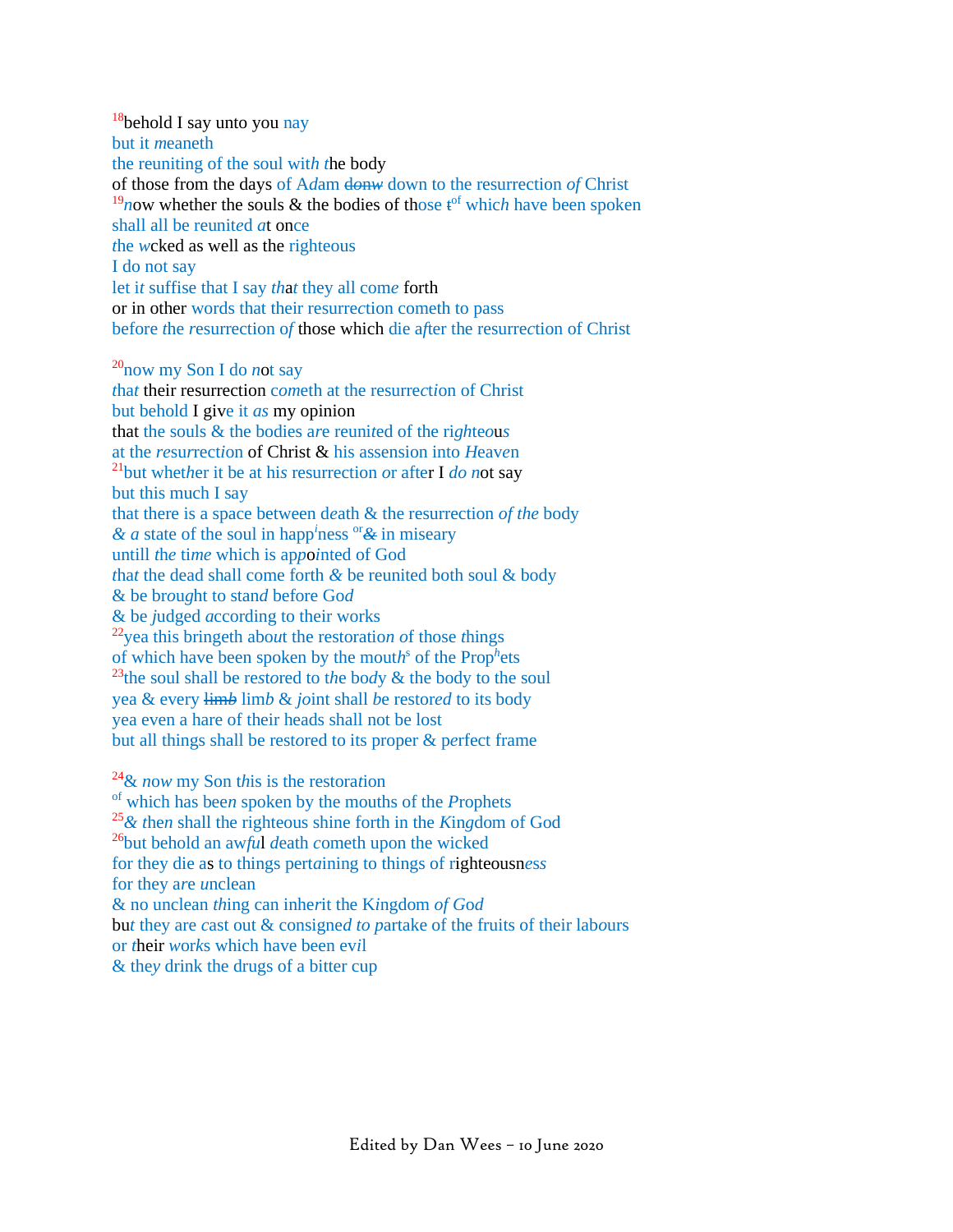[18]behold I say unto you nay
but it *m*eaneth
the reuniting of the soul wit*h t*he body
of those from the days of A*d*am ~~donw~~ down to the resurrection *of* Christ
[19]*n*ow whether the souls & the bodies of those ~~t~~[of] whic*h* have been spoken
shall all be reunited *a*t once
*the w*cked as well as the righteous
I do not say
let i*t* suffise that I say *th*a*t* they all com*e* forth
or in other words that their resurrection cometh to pass
before *t*he *r*esurrection o*f* those which die a*f*ter the resurrection of Christ

[20]now my Son I do *n*ot say
*that* their resurrection c*om*eth at the resurrec*ti*on of Christ
but behold I give it *as* my opinion
that the souls & the bodies *a*re reuni*t*ed of the ri*gh*teo*u*s
at the *re*sur*r*ection of Christ & his assension into *H*eaven
[21]but whet*h*er it be at hi*s* resurrection *or* after I *do n*ot say
but this much I say
that there is a space between death & the resurrection *of the* body
*& a* state of the soul in happ*i*ness [or]*&* in miseary
untill *the* ti*me* which is ap*p*ointed of God
*that* the dead shall come forth *&* be reunited both soul & body
& be br*o*u*g*ht to stan*d* before Go*d*
& be *j*udged *a*ccording to their works
[22]yea this bringeth abo*u*t the restoratio*n o*f those *t*hings
of which have been spoken by the mout*h*[s] of the Prop[h]ets
[23]the soul shall be res*t*ored to t*h*e bo*d*y & the body to the soul
yea & every ~~lim*b*~~ lim*b* & *j*oint shall *b*e restore*d* to its body
yea even a hare of their heads shall not be lost
but all things shall be restored to its proper & perfect frame

[24]& *now* my Son t*h*is is the restora*t*ion
[of] which has bee*n* spoken by the mouths of the *P*rophets
[25]*& t*he*n* shall the righteous shine forth in the *K*in*g*dom of God
[26]but behold an aw*fu*l *d*eath *c*ometh upon the wicked
for they die as to things pert*a*ining to things of righteousn*ess*
for they a*r*e *u*nclean
& no unclean *th*ing can inhe*r*it the K*i*ngdom *of God*
bu*t* they are *c*ast out & consigne*d to p*artake of the fruits of their lab*o*urs
or *t*heir *work*s which have been evi*l*
& the*y* drink the drugs of a bitter cup

Edited by Dan Wees – 10 June 2020